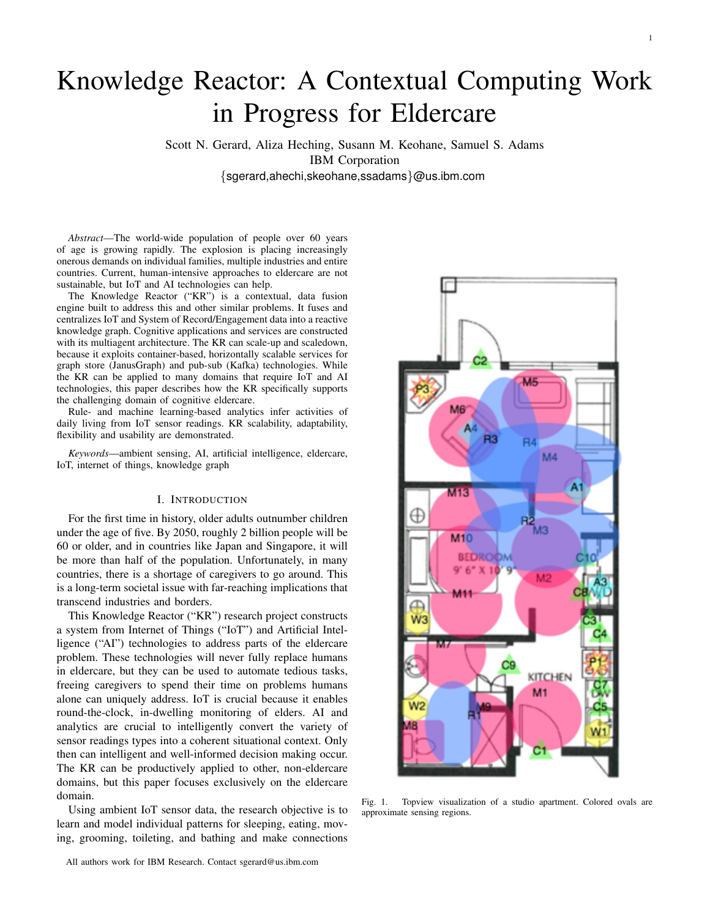# Knowledge Reactor: A Contextual Computing Work in Progress for Eldercare

Scott N. Gerard, Aliza Heching, Susann M. Keohane, Samuel S. Adams
IBM Corporation
{sgerard,ahechi,skeohane,ssadams}@us.ibm.com

*Abstract*—The world-wide population of people over 60 years of age is growing rapidly. The explosion is placing increasingly onerous demands on individual families, multiple industries and entire countries. Current, human-intensive approaches to eldercare are not sustainable, but IoT and AI technologies can help.

The Knowledge Reactor ("KR") is a contextual, data fusion engine built to address this and other similar problems. It fuses and centralizes IoT and System of Record/Engagement data into a reactive knowledge graph. Cognitive applications and services are constructed with its multiagent architecture. The KR can scale-up and scaledown, because it exploits container-based, horizontally scalable services for graph store (JanusGraph) and pub-sub (Kafka) technologies. While the KR can be applied to many domains that require IoT and AI technologies, this paper describes how the KR specifically supports the challenging domain of cognitive eldercare.

Rule- and machine learning-based analytics infer activities of daily living from IoT sensor readings. KR scalability, adaptability, flexibility and usability are demonstrated.

*Keywords*—ambient sensing, AI, artificial intelligence, eldercare, IoT, internet of things, knowledge graph

## I. Introduction

For the first time in history, older adults outnumber children under the age of five. By 2050, roughly 2 billion people will be 60 or older, and in countries like Japan and Singapore, it will be more than half of the population. Unfortunately, in many countries, there is a shortage of caregivers to go around. This is a long-term societal issue with far-reaching implications that transcend industries and borders.

This Knowledge Reactor ("KR") research project constructs a system from Internet of Things ("IoT") and Artificial Intelligence ("AI") technologies to address parts of the eldercare problem. These technologies will never fully replace humans in eldercare, but they can be used to automate tedious tasks, freeing caregivers to spend their time on problems humans alone can uniquely address. IoT is crucial because it enables round-the-clock, in-dwelling monitoring of elders. AI and analytics are crucial to intelligently convert the variety of sensor readings types into a coherent situational context. Only then can intelligent and well-informed decision making occur. The KR can be productively applied to other, non-eldercare domains, but this paper focuses exclusively on the eldercare domain.

Using ambient IoT sensor data, the research objective is to learn and model individual patterns for sleeping, eating, moving, grooming, toileting, and bathing and make connections

Fig. 1. Topview visualization of a studio apartment. Colored ovals are approximate sensing regions.

All authors work for IBM Research. Contact sgerard@us.ibm.com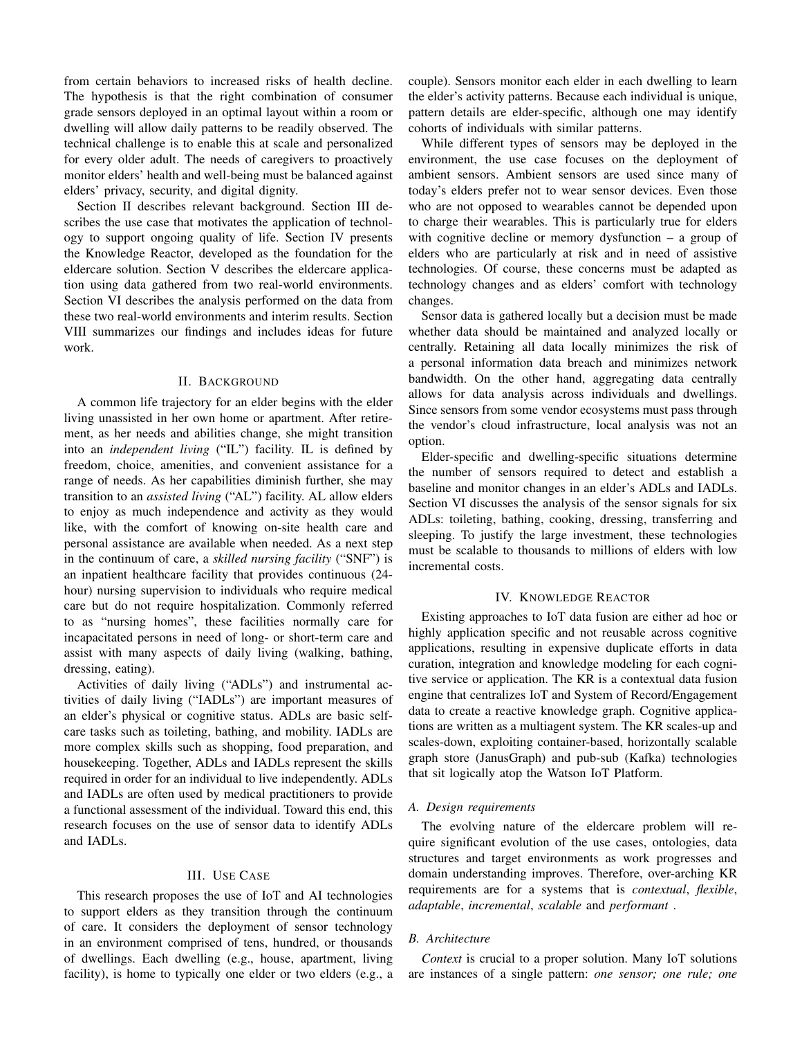from certain behaviors to increased risks of health decline. The hypothesis is that the right combination of consumer grade sensors deployed in an optimal layout within a room or dwelling will allow daily patterns to be readily observed. The technical challenge is to enable this at scale and personalized for every older adult. The needs of caregivers to proactively monitor elders' health and well-being must be balanced against elders' privacy, security, and digital dignity.

Section II describes relevant background. Section III describes the use case that motivates the application of technology to support ongoing quality of life. Section IV presents the Knowledge Reactor, developed as the foundation for the eldercare solution. Section V describes the eldercare application using data gathered from two real-world environments. Section VI describes the analysis performed on the data from these two real-world environments and interim results. Section VIII summarizes our findings and includes ideas for future work.

## II. Background

A common life trajectory for an elder begins with the elder living unassisted in her own home or apartment. After retirement, as her needs and abilities change, she might transition into an *independent living* ("IL") facility. IL is defined by freedom, choice, amenities, and convenient assistance for a range of needs. As her capabilities diminish further, she may transition to an *assisted living* ("AL") facility. AL allow elders to enjoy as much independence and activity as they would like, with the comfort of knowing on-site health care and personal assistance are available when needed. As a next step in the continuum of care, a *skilled nursing facility* ("SNF") is an inpatient healthcare facility that provides continuous (24-hour) nursing supervision to individuals who require medical care but do not require hospitalization. Commonly referred to as "nursing homes", these facilities normally care for incapacitated persons in need of long- or short-term care and assist with many aspects of daily living (walking, bathing, dressing, eating).

Activities of daily living ("ADLs") and instrumental activities of daily living ("IADLs") are important measures of an elder's physical or cognitive status. ADLs are basic self-care tasks such as toileting, bathing, and mobility. IADLs are more complex skills such as shopping, food preparation, and housekeeping. Together, ADLs and IADLs represent the skills required in order for an individual to live independently. ADLs and IADLs are often used by medical practitioners to provide a functional assessment of the individual. Toward this end, this research focuses on the use of sensor data to identify ADLs and IADLs.

## III. Use Case

This research proposes the use of IoT and AI technologies to support elders as they transition through the continuum of care. It considers the deployment of sensor technology in an environment comprised of tens, hundred, or thousands of dwellings. Each dwelling (e.g., house, apartment, living facility), is home to typically one elder or two elders (e.g., a couple). Sensors monitor each elder in each dwelling to learn the elder's activity patterns. Because each individual is unique, pattern details are elder-specific, although one may identify cohorts of individuals with similar patterns.

While different types of sensors may be deployed in the environment, the use case focuses on the deployment of ambient sensors. Ambient sensors are used since many of today's elders prefer not to wear sensor devices. Even those who are not opposed to wearables cannot be depended upon to charge their wearables. This is particularly true for elders with cognitive decline or memory dysfunction – a group of elders who are particularly at risk and in need of assistive technologies. Of course, these concerns must be adapted as technology changes and as elders' comfort with technology changes.

Sensor data is gathered locally but a decision must be made whether data should be maintained and analyzed locally or centrally. Retaining all data locally minimizes the risk of a personal information data breach and minimizes network bandwidth. On the other hand, aggregating data centrally allows for data analysis across individuals and dwellings. Since sensors from some vendor ecosystems must pass through the vendor's cloud infrastructure, local analysis was not an option.

Elder-specific and dwelling-specific situations determine the number of sensors required to detect and establish a baseline and monitor changes in an elder's ADLs and IADLs. Section VI discusses the analysis of the sensor signals for six ADLs: toileting, bathing, cooking, dressing, transferring and sleeping. To justify the large investment, these technologies must be scalable to thousands to millions of elders with low incremental costs.

## IV. Knowledge Reactor

Existing approaches to IoT data fusion are either ad hoc or highly application specific and not reusable across cognitive applications, resulting in expensive duplicate efforts in data curation, integration and knowledge modeling for each cognitive service or application. The KR is a contextual data fusion engine that centralizes IoT and System of Record/Engagement data to create a reactive knowledge graph. Cognitive applications are written as a multiagent system. The KR scales-up and scales-down, exploiting container-based, horizontally scalable graph store (JanusGraph) and pub-sub (Kafka) technologies that sit logically atop the Watson IoT Platform.

### A. Design requirements

The evolving nature of the eldercare problem will require significant evolution of the use cases, ontologies, data structures and target environments as work progresses and domain understanding improves. Therefore, over-arching KR requirements are for a systems that is *contextual*, *flexible*, *adaptable*, *incremental*, *scalable* and *performant* .

### B. Architecture

*Context* is crucial to a proper solution. Many IoT solutions are instances of a single pattern: *one sensor; one rule; one*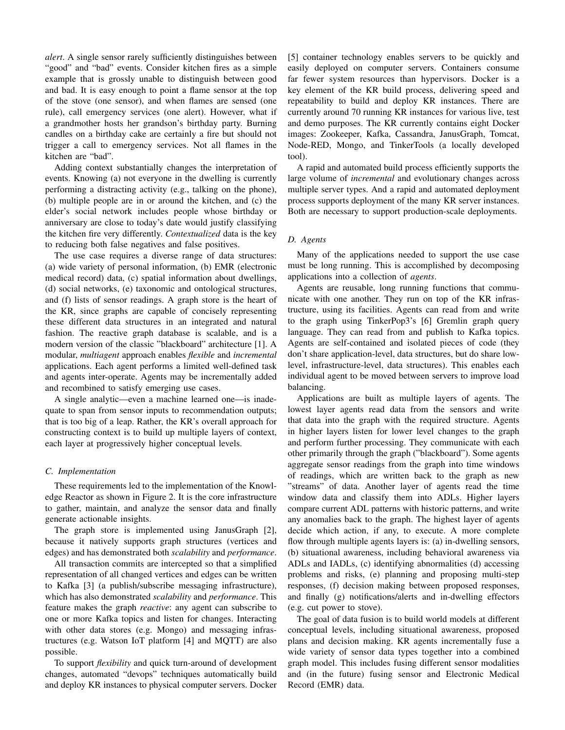*alert*. A single sensor rarely sufficiently distinguishes between "good" and "bad" events. Consider kitchen fires as a simple example that is grossly unable to distinguish between good and bad. It is easy enough to point a flame sensor at the top of the stove (one sensor), and when flames are sensed (one rule), call emergency services (one alert). However, what if a grandmother hosts her grandson's birthday party. Burning candles on a birthday cake are certainly a fire but should not trigger a call to emergency services. Not all flames in the kitchen are "bad".

Adding context substantially changes the interpretation of events. Knowing (a) not everyone in the dwelling is currently performing a distracting activity (e.g., talking on the phone), (b) multiple people are in or around the kitchen, and (c) the elder's social network includes people whose birthday or anniversary are close to today's date would justify classifying the kitchen fire very differently. *Contextualized* data is the key to reducing both false negatives and false positives.

The use case requires a diverse range of data structures: (a) wide variety of personal information, (b) EMR (electronic medical record) data, (c) spatial information about dwellings, (d) social networks, (e) taxonomic and ontological structures, and (f) lists of sensor readings. A graph store is the heart of the KR, since graphs are capable of concisely representing these different data structures in an integrated and natural fashion. The reactive graph database is scalable, and is a modern version of the classic "blackboard" architecture [1]. A modular, *multiagent* approach enables *flexible* and *incremental* applications. Each agent performs a limited well-defined task and agents inter-operate. Agents may be incrementally added and recombined to satisfy emerging use cases.

A single analytic—even a machine learned one—is inadequate to span from sensor inputs to recommendation outputs; that is too big of a leap. Rather, the KR's overall approach for constructing context is to build up multiple layers of context, each layer at progressively higher conceptual levels.

### C. Implementation

These requirements led to the implementation of the Knowledge Reactor as shown in Figure 2. It is the core infrastructure to gather, maintain, and analyze the sensor data and finally generate actionable insights.

The graph store is implemented using JanusGraph [2], because it natively supports graph structures (vertices and edges) and has demonstrated both *scalability* and *performance*.

All transaction commits are intercepted so that a simplified representation of all changed vertices and edges can be written to Kafka [3] (a publish/subscribe messaging infrastructure), which has also demonstrated *scalability* and *performance*. This feature makes the graph *reactive*: any agent can subscribe to one or more Kafka topics and listen for changes. Interacting with other data stores (e.g. Mongo) and messaging infrastructures (e.g. Watson IoT platform [4] and MQTT) are also possible.

To support *flexibility* and quick turn-around of development changes, automated "devops" techniques automatically build and deploy KR instances to physical computer servers. Docker [5] container technology enables servers to be quickly and easily deployed on computer servers. Containers consume far fewer system resources than hypervisors. Docker is a key element of the KR build process, delivering speed and repeatability to build and deploy KR instances. There are currently around 70 running KR instances for various live, test and demo purposes. The KR currently contains eight Docker images: Zookeeper, Kafka, Cassandra, JanusGraph, Tomcat, Node-RED, Mongo, and TinkerTools (a locally developed tool).

A rapid and automated build process efficiently supports the large volume of *incremental* and evolutionary changes across multiple server types. And a rapid and automated deployment process supports deployment of the many KR server instances. Both are necessary to support production-scale deployments.

### D. Agents

Many of the applications needed to support the use case must be long running. This is accomplished by decomposing applications into a collection of *agents*.

Agents are reusable, long running functions that communicate with one another. They run on top of the KR infrastructure, using its facilities. Agents can read from and write to the graph using TinkerPop3's [6] Gremlin graph query language. They can read from and publish to Kafka topics. Agents are self-contained and isolated pieces of code (they don't share application-level, data structures, but do share low-level, infrastructure-level, data structures). This enables each individual agent to be moved between servers to improve load balancing.

Applications are built as multiple layers of agents. The lowest layer agents read data from the sensors and write that data into the graph with the required structure. Agents in higher layers listen for lower level changes to the graph and perform further processing. They communicate with each other primarily through the graph ("blackboard"). Some agents aggregate sensor readings from the graph into time windows of readings, which are written back to the graph as new "streams" of data. Another layer of agents read the time window data and classify them into ADLs. Higher layers compare current ADL patterns with historic patterns, and write any anomalies back to the graph. The highest layer of agents decide which action, if any, to execute. A more complete flow through multiple agents layers is: (a) in-dwelling sensors, (b) situational awareness, including behavioral awareness via ADLs and IADLs, (c) identifying abnormalities (d) accessing problems and risks, (e) planning and proposing multi-step responses, (f) decision making between proposed responses, and finally (g) notifications/alerts and in-dwelling effectors (e.g. cut power to stove).

The goal of data fusion is to build world models at different conceptual levels, including situational awareness, proposed plans and decision making. KR agents incrementally fuse a wide variety of sensor data types together into a combined graph model. This includes fusing different sensor modalities and (in the future) fusing sensor and Electronic Medical Record (EMR) data.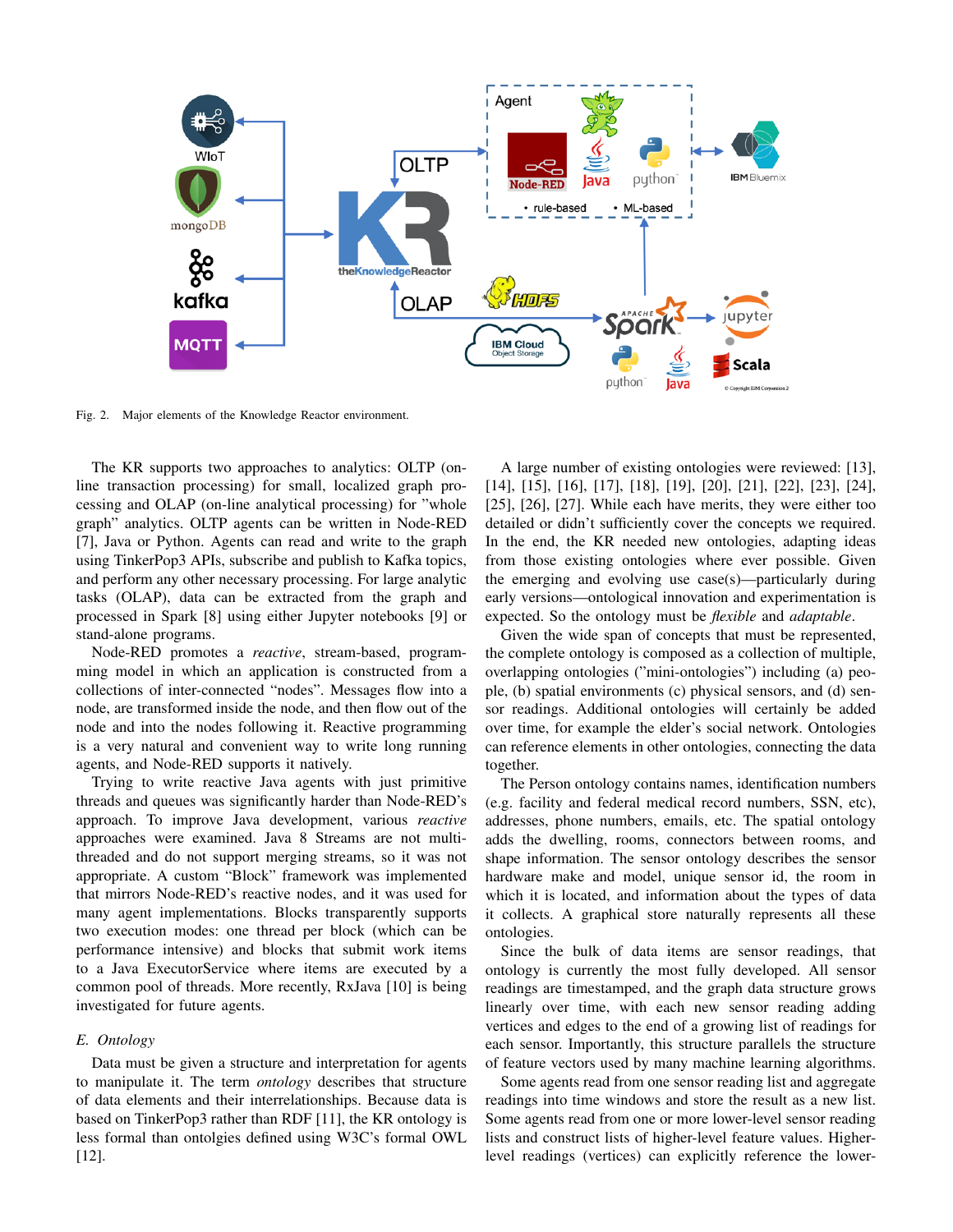Fig. 2. Major elements of the Knowledge Reactor environment.

The KR supports two approaches to analytics: OLTP (on-line transaction processing) for small, localized graph processing and OLAP (on-line analytical processing) for "whole graph" analytics. OLTP agents can be written in Node-RED [7], Java or Python. Agents can read and write to the graph using TinkerPop3 APIs, subscribe and publish to Kafka topics, and perform any other necessary processing. For large analytic tasks (OLAP), data can be extracted from the graph and processed in Spark [8] using either Jupyter notebooks [9] or stand-alone programs.

Node-RED promotes a *reactive*, stream-based, programming model in which an application is constructed from a collections of inter-connected "nodes". Messages flow into a node, are transformed inside the node, and then flow out of the node and into the nodes following it. Reactive programming is a very natural and convenient way to write long running agents, and Node-RED supports it natively.

Trying to write reactive Java agents with just primitive threads and queues was significantly harder than Node-RED's approach. To improve Java development, various *reactive* approaches were examined. Java 8 Streams are not multi-threaded and do not support merging streams, so it was not appropriate. A custom "Block" framework was implemented that mirrors Node-RED's reactive nodes, and it was used for many agent implementations. Blocks transparently supports two execution modes: one thread per block (which can be performance intensive) and blocks that submit work items to a Java ExecutorService where items are executed by a common pool of threads. More recently, RxJava [10] is being investigated for future agents.

### E. Ontology

Data must be given a structure and interpretation for agents to manipulate it. The term *ontology* describes that structure of data elements and their interrelationships. Because data is based on TinkerPop3 rather than RDF [11], the KR ontology is less formal than ontolgies defined using W3C's formal OWL [12].

A large number of existing ontologies were reviewed: [13], [14], [15], [16], [17], [18], [19], [20], [21], [22], [23], [24], [25], [26], [27]. While each have merits, they were either too detailed or didn't sufficiently cover the concepts we required. In the end, the KR needed new ontologies, adapting ideas from those existing ontologies where ever possible. Given the emerging and evolving use case(s)—particularly during early versions—ontological innovation and experimentation is expected. So the ontology must be *flexible* and *adaptable*.

Given the wide span of concepts that must be represented, the complete ontology is composed as a collection of multiple, overlapping ontologies ("mini-ontologies") including (a) people, (b) spatial environments (c) physical sensors, and (d) sensor readings. Additional ontologies will certainly be added over time, for example the elder's social network. Ontologies can reference elements in other ontologies, connecting the data together.

The Person ontology contains names, identification numbers (e.g. facility and federal medical record numbers, SSN, etc), addresses, phone numbers, emails, etc. The spatial ontology adds the dwelling, rooms, connectors between rooms, and shape information. The sensor ontology describes the sensor hardware make and model, unique sensor id, the room in which it is located, and information about the types of data it collects. A graphical store naturally represents all these ontologies.

Since the bulk of data items are sensor readings, that ontology is currently the most fully developed. All sensor readings are timestamped, and the graph data structure grows linearly over time, with each new sensor reading adding vertices and edges to the end of a growing list of readings for each sensor. Importantly, this structure parallels the structure of feature vectors used by many machine learning algorithms.

Some agents read from one sensor reading list and aggregate readings into time windows and store the result as a new list. Some agents read from one or more lower-level sensor reading lists and construct lists of higher-level feature values. Higher-level readings (vertices) can explicitly reference the lower-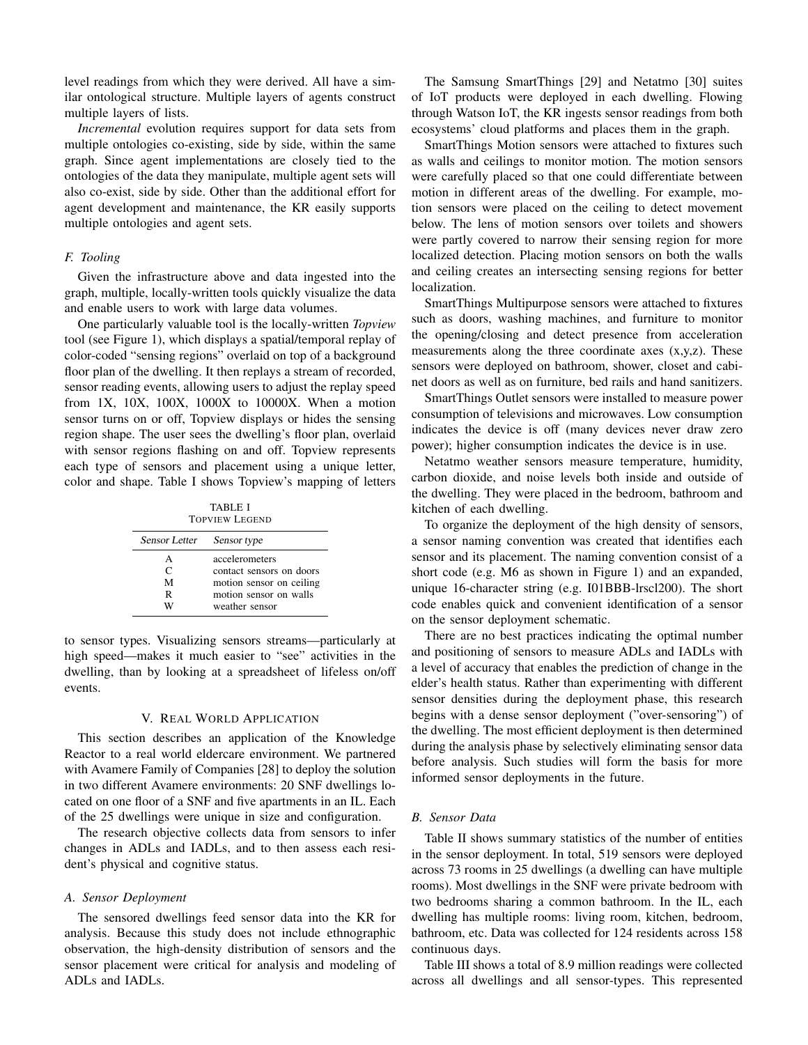level readings from which they were derived. All have a similar ontological structure. Multiple layers of agents construct multiple layers of lists.

*Incremental* evolution requires support for data sets from multiple ontologies co-existing, side by side, within the same graph. Since agent implementations are closely tied to the ontologies of the data they manipulate, multiple agent sets will also co-exist, side by side. Other than the additional effort for agent development and maintenance, the KR easily supports multiple ontologies and agent sets.

### F. Tooling

Given the infrastructure above and data ingested into the graph, multiple, locally-written tools quickly visualize the data and enable users to work with large data volumes.

One particularly valuable tool is the locally-written *Topview* tool (see Figure 1), which displays a spatial/temporal replay of color-coded "sensing regions" overlaid on top of a background floor plan of the dwelling. It then replays a stream of recorded, sensor reading events, allowing users to adjust the replay speed from 1X, 10X, 100X, 1000X to 10000X. When a motion sensor turns on or off, Topview displays or hides the sensing region shape. The user sees the dwelling's floor plan, overlaid with sensor regions flashing on and off. Topview represents each type of sensors and placement using a unique letter, color and shape. Table I shows Topview's mapping of letters to sensor types. Visualizing sensors streams—particularly at high speed—makes it much easier to "see" activities in the dwelling, than by looking at a spreadsheet of lifeless on/off events.

TABLE I
TOPVIEW LEGEND

| *Sensor Letter* | *Sensor type* |
|---|---|
| A | accelerometers |
| C | contact sensors on doors |
| M | motion sensor on ceiling |
| R | motion sensor on walls |
| W | weather sensor |

## V. Real World Application

This section describes an application of the Knowledge Reactor to a real world eldercare environment. We partnered with Avamere Family of Companies [28] to deploy the solution in two different Avamere environments: 20 SNF dwellings located on one floor of a SNF and five apartments in an IL. Each of the 25 dwellings were unique in size and configuration.

The research objective collects data from sensors to infer changes in ADLs and IADLs, and to then assess each resident's physical and cognitive status.

### A. Sensor Deployment

The sensored dwellings feed sensor data into the KR for analysis. Because this study does not include ethnographic observation, the high-density distribution of sensors and the sensor placement were critical for analysis and modeling of ADLs and IADLs.

The Samsung SmartThings [29] and Netatmo [30] suites of IoT products were deployed in each dwelling. Flowing through Watson IoT, the KR ingests sensor readings from both ecosystems' cloud platforms and places them in the graph.

SmartThings Motion sensors were attached to fixtures such as walls and ceilings to monitor motion. The motion sensors were carefully placed so that one could differentiate between motion in different areas of the dwelling. For example, motion sensors were placed on the ceiling to detect movement below. The lens of motion sensors over toilets and showers were partly covered to narrow their sensing region for more localized detection. Placing motion sensors on both the walls and ceiling creates an intersecting sensing regions for better localization.

SmartThings Multipurpose sensors were attached to fixtures such as doors, washing machines, and furniture to monitor the opening/closing and detect presence from acceleration measurements along the three coordinate axes (x,y,z). These sensors were deployed on bathroom, shower, closet and cabinet doors as well as on furniture, bed rails and hand sanitizers.

SmartThings Outlet sensors were installed to measure power consumption of televisions and microwaves. Low consumption indicates the device is off (many devices never draw zero power); higher consumption indicates the device is in use.

Netatmo weather sensors measure temperature, humidity, carbon dioxide, and noise levels both inside and outside of the dwelling. They were placed in the bedroom, bathroom and kitchen of each dwelling.

To organize the deployment of the high density of sensors, a sensor naming convention was created that identifies each sensor and its placement. The naming convention consist of a short code (e.g. M6 as shown in Figure 1) and an expanded, unique 16-character string (e.g. I01BBB-lrscl200). The short code enables quick and convenient identification of a sensor on the sensor deployment schematic.

There are no best practices indicating the optimal number and positioning of sensors to measure ADLs and IADLs with a level of accuracy that enables the prediction of change in the elder's health status. Rather than experimenting with different sensor densities during the deployment phase, this research begins with a dense sensor deployment ("over-sensoring") of the dwelling. The most efficient deployment is then determined during the analysis phase by selectively eliminating sensor data before analysis. Such studies will form the basis for more informed sensor deployments in the future.

### B. Sensor Data

Table II shows summary statistics of the number of entities in the sensor deployment. In total, 519 sensors were deployed across 73 rooms in 25 dwellings (a dwelling can have multiple rooms). Most dwellings in the SNF were private bedroom with two bedrooms sharing a common bathroom. In the IL, each dwelling has multiple rooms: living room, kitchen, bedroom, bathroom, etc. Data was collected for 124 residents across 158 continuous days.

Table III shows a total of 8.9 million readings were collected across all dwellings and all sensor-types. This represented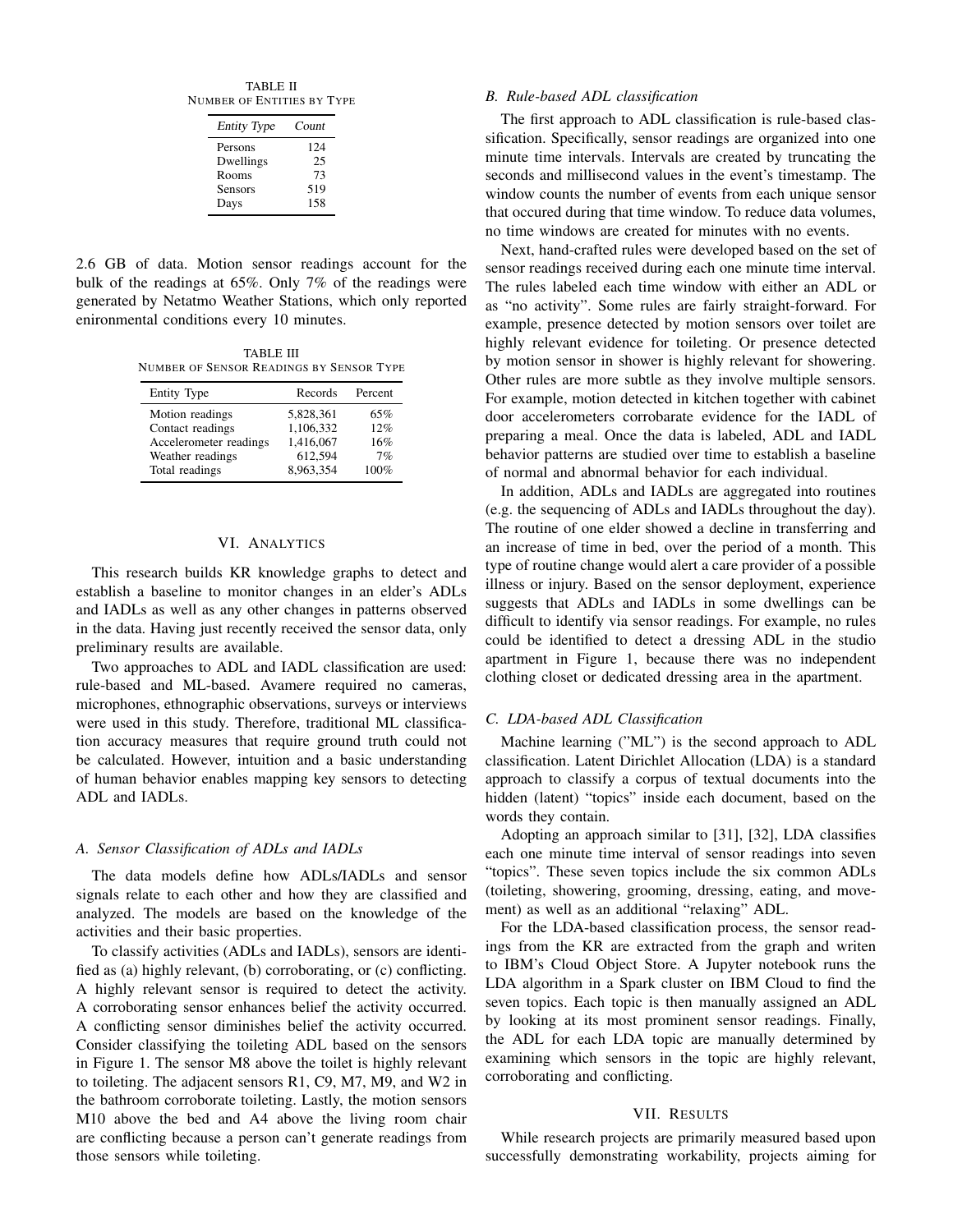TABLE II
NUMBER OF ENTITIES BY TYPE

| *Entity Type* | *Count* |
|---|---|
| Persons | 124 |
| Dwellings | 25 |
| Rooms | 73 |
| Sensors | 519 |
| Days | 158 |

2.6 GB of data. Motion sensor readings account for the bulk of the readings at 65%. Only 7% of the readings were generated by Netatmo Weather Stations, which only reported enironmental conditions every 10 minutes.

TABLE III
NUMBER OF SENSOR READINGS BY SENSOR TYPE

| Entity Type | Records | Percent |
|---|---|---|
| Motion readings | 5,828,361 | 65% |
| Contact readings | 1,106,332 | 12% |
| Accelerometer readings | 1,416,067 | 16% |
| Weather readings | 612,594 | 7% |
| Total readings | 8,963,354 | 100% |

## VI. ANALYTICS

This research builds KR knowledge graphs to detect and establish a baseline to monitor changes in an elder's ADLs and IADLs as well as any other changes in patterns observed in the data. Having just recently received the sensor data, only preliminary results are available.

Two approaches to ADL and IADL classification are used: rule-based and ML-based. Avamere required no cameras, microphones, ethnographic observations, surveys or interviews were used in this study. Therefore, traditional ML classification accuracy measures that require ground truth could not be calculated. However, intuition and a basic understanding of human behavior enables mapping key sensors to detecting ADL and IADLs.

### A. Sensor Classification of ADLs and IADLs

The data models define how ADLs/IADLs and sensor signals relate to each other and how they are classified and analyzed. The models are based on the knowledge of the activities and their basic properties.

To classify activities (ADLs and IADLs), sensors are identified as (a) highly relevant, (b) corroborating, or (c) conflicting. A highly relevant sensor is required to detect the activity. A corroborating sensor enhances belief the activity occurred. A conflicting sensor diminishes belief the activity occurred. Consider classifying the toileting ADL based on the sensors in Figure 1. The sensor M8 above the toilet is highly relevant to toileting. The adjacent sensors R1, C9, M7, M9, and W2 in the bathroom corroborate toileting. Lastly, the motion sensors M10 above the bed and A4 above the living room chair are conflicting because a person can't generate readings from those sensors while toileting.

### B. Rule-based ADL classification

The first approach to ADL classification is rule-based classification. Specifically, sensor readings are organized into one minute time intervals. Intervals are created by truncating the seconds and millisecond values in the event's timestamp. The window counts the number of events from each unique sensor that occured during that time window. To reduce data volumes, no time windows are created for minutes with no events.

Next, hand-crafted rules were developed based on the set of sensor readings received during each one minute time interval. The rules labeled each time window with either an ADL or as "no activity". Some rules are fairly straight-forward. For example, presence detected by motion sensors over toilet are highly relevant evidence for toileting. Or presence detected by motion sensor in shower is highly relevant for showering. Other rules are more subtle as they involve multiple sensors. For example, motion detected in kitchen together with cabinet door accelerometers corroborate evidence for the IADL of preparing a meal. Once the data is labeled, ADL and IADL behavior patterns are studied over time to establish a baseline of normal and abnormal behavior for each individual.

In addition, ADLs and IADLs are aggregated into routines (e.g. the sequencing of ADLs and IADLs throughout the day). The routine of one elder showed a decline in transferring and an increase of time in bed, over the period of a month. This type of routine change would alert a care provider of a possible illness or injury. Based on the sensor deployment, experience suggests that ADLs and IADLs in some dwellings can be difficult to identify via sensor readings. For example, no rules could be identified to detect a dressing ADL in the studio apartment in Figure 1, because there was no independent clothing closet or dedicated dressing area in the apartment.

### C. LDA-based ADL Classification

Machine learning ("ML") is the second approach to ADL classification. Latent Dirichlet Allocation (LDA) is a standard approach to classify a corpus of textual documents into the hidden (latent) "topics" inside each document, based on the words they contain.

Adopting an approach similar to [31], [32], LDA classifies each one minute time interval of sensor readings into seven "topics". These seven topics include the six common ADLs (toileting, showering, grooming, dressing, eating, and movement) as well as an additional "relaxing" ADL.

For the LDA-based classification process, the sensor readings from the KR are extracted from the graph and writen to IBM's Cloud Object Store. A Jupyter notebook runs the LDA algorithm in a Spark cluster on IBM Cloud to find the seven topics. Each topic is then manually assigned an ADL by looking at its most prominent sensor readings. Finally, the ADL for each LDA topic are manually determined by examining which sensors in the topic are highly relevant, corroborating and conflicting.

## VII. RESULTS

While research projects are primarily measured based upon successfully demonstrating workability, projects aiming for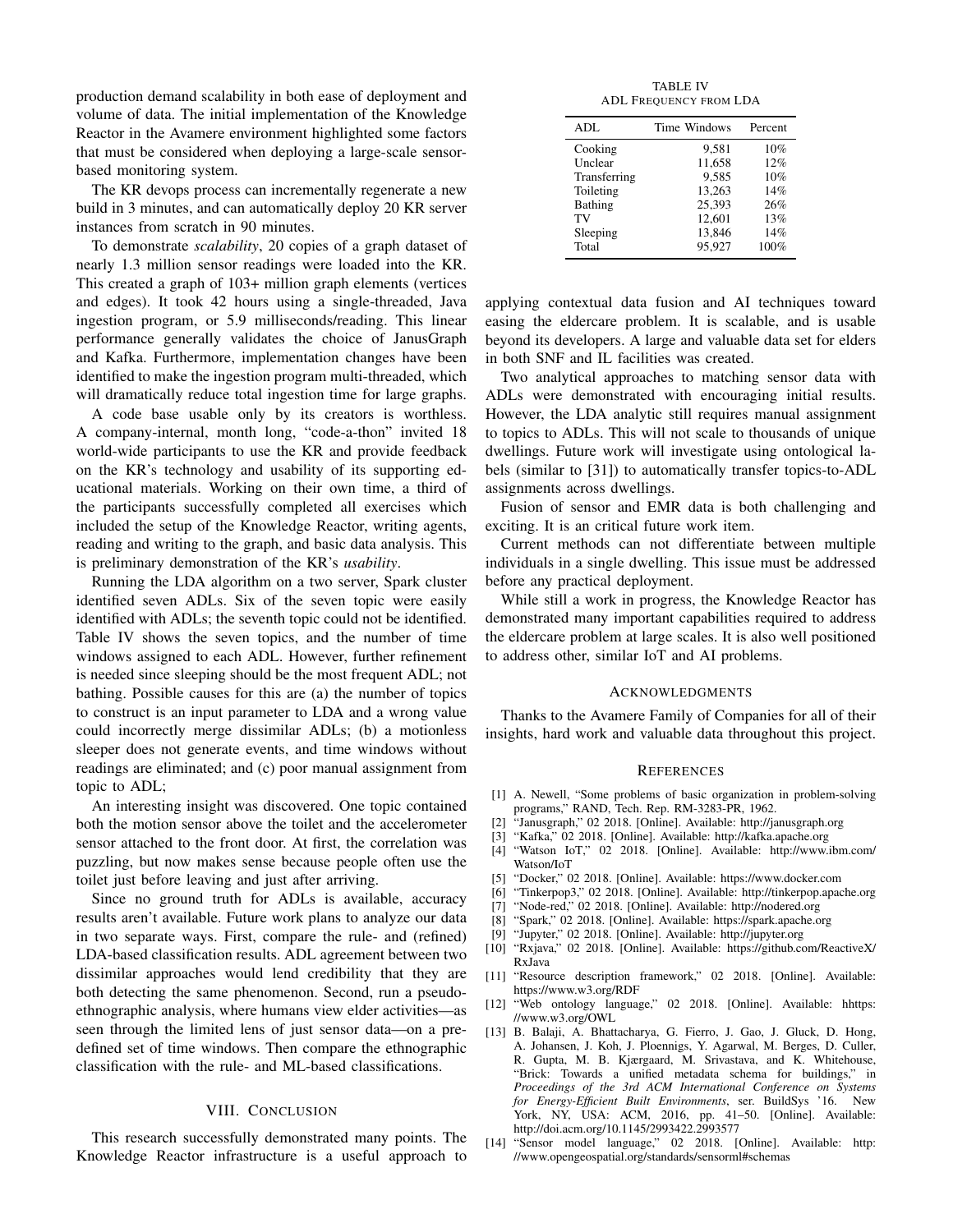production demand scalability in both ease of deployment and volume of data. The initial implementation of the Knowledge Reactor in the Avamere environment highlighted some factors that must be considered when deploying a large-scale sensor-based monitoring system.

The KR devops process can incrementally regenerate a new build in 3 minutes, and can automatically deploy 20 KR server instances from scratch in 90 minutes.

To demonstrate *scalability*, 20 copies of a graph dataset of nearly 1.3 million sensor readings were loaded into the KR. This created a graph of 103+ million graph elements (vertices and edges). It took 42 hours using a single-threaded, Java ingestion program, or 5.9 milliseconds/reading. This linear performance generally validates the choice of JanusGraph and Kafka. Furthermore, implementation changes have been identified to make the ingestion program multi-threaded, which will dramatically reduce total ingestion time for large graphs.

A code base usable only by its creators is worthless. A company-internal, month long, "code-a-thon" invited 18 world-wide participants to use the KR and provide feedback on the KR's technology and usability of its supporting educational materials. Working on their own time, a third of the participants successfully completed all exercises which included the setup of the Knowledge Reactor, writing agents, reading and writing to the graph, and basic data analysis. This is preliminary demonstration of the KR's *usability*.

Running the LDA algorithm on a two server, Spark cluster identified seven ADLs. Six of the seven topic were easily identified with ADLs; the seventh topic could not be identified. Table IV shows the seven topics, and the number of time windows assigned to each ADL. However, further refinement is needed since sleeping should be the most frequent ADL; not bathing. Possible causes for this are (a) the number of topics to construct is an input parameter to LDA and a wrong value could incorrectly merge dissimilar ADLs; (b) a motionless sleeper does not generate events, and time windows without readings are eliminated; and (c) poor manual assignment from topic to ADL;

An interesting insight was discovered. One topic contained both the motion sensor above the toilet and the accelerometer sensor attached to the front door. At first, the correlation was puzzling, but now makes sense because people often use the toilet just before leaving and just after arriving.

Since no ground truth for ADLs is available, accuracy results aren't available. Future work plans to analyze our data in two separate ways. First, compare the rule- and (refined) LDA-based classification results. ADL agreement between two dissimilar approaches would lend credibility that they are both detecting the same phenomenon. Second, run a pseudo-ethnographic analysis, where humans view elder activities—as seen through the limited lens of just sensor data—on a pre-defined set of time windows. Then compare the ethnographic classification with the rule- and ML-based classifications.

TABLE IV
ADL Frequency from LDA

| ADL | Time Windows | Percent |
|---|---|---|
| Cooking | 9,581 | 10% |
| Unclear | 11,658 | 12% |
| Transferring | 9,585 | 10% |
| Toileting | 13,263 | 14% |
| Bathing | 25,393 | 26% |
| TV | 12,601 | 13% |
| Sleeping | 13,846 | 14% |
| Total | 95,927 | 100% |

## VIII. Conclusion

This research successfully demonstrated many points. The Knowledge Reactor infrastructure is a useful approach to applying contextual data fusion and AI techniques toward easing the eldercare problem. It is scalable, and is usable beyond its developers. A large and valuable data set for elders in both SNF and IL facilities was created.

Two analytical approaches to matching sensor data with ADLs were demonstrated with encouraging initial results. However, the LDA analytic still requires manual assignment to topics to ADLs. This will not scale to thousands of unique dwellings. Future work will investigate using ontological labels (similar to [31]) to automatically transfer topics-to-ADL assignments across dwellings.

Fusion of sensor and EMR data is both challenging and exciting. It is an critical future work item.

Current methods can not differentiate between multiple individuals in a single dwelling. This issue must be addressed before any practical deployment.

While still a work in progress, the Knowledge Reactor has demonstrated many important capabilities required to address the eldercare problem at large scales. It is also well positioned to address other, similar IoT and AI problems.

## Acknowledgments

Thanks to the Avamere Family of Companies for all of their insights, hard work and valuable data throughout this project.

## References

[1] A. Newell, "Some problems of basic organization in problem-solving programs," RAND, Tech. Rep. RM-3283-PR, 1962.
[2] "Janusgraph," 02 2018. [Online]. Available: http://janusgraph.org
[3] "Kafka," 02 2018. [Online]. Available: http://kafka.apache.org
[4] "Watson IoT," 02 2018. [Online]. Available: http://www.ibm.com/Watson/IoT
[5] "Docker," 02 2018. [Online]. Available: https://www.docker.com
[6] "Tinkerpop3," 02 2018. [Online]. Available: http://tinkerpop.apache.org
[7] "Node-red," 02 2018. [Online]. Available: http://nodered.org
[8] "Spark," 02 2018. [Online]. Available: https://spark.apache.org
[9] "Jupyter," 02 2018. [Online]. Available: http://jupyter.org
[10] "Rxjava," 02 2018. [Online]. Available: https://github.com/ReactiveX/RxJava
[11] "Resource description framework," 02 2018. [Online]. Available: https://www.w3.org/RDF
[12] "Web ontology language," 02 2018. [Online]. Available: hhttps://www.w3.org/OWL
[13] B. Balaji, A. Bhattacharya, G. Fierro, J. Gao, J. Gluck, D. Hong, A. Johansen, J. Koh, J. Ploennigs, Y. Agarwal, M. Berges, D. Culler, R. Gupta, M. B. Kjærgaard, M. Srivastava, and K. Whitehouse, "Brick: Towards a unified metadata schema for buildings," in *Proceedings of the 3rd ACM International Conference on Systems for Energy-Efficient Built Environments*, ser. BuildSys '16. New York, NY, USA: ACM, 2016, pp. 41–50. [Online]. Available: http://doi.acm.org/10.1145/2993422.2993577
[14] "Sensor model language," 02 2018. [Online]. Available: http://www.opengeospatial.org/standards/sensorml#schemas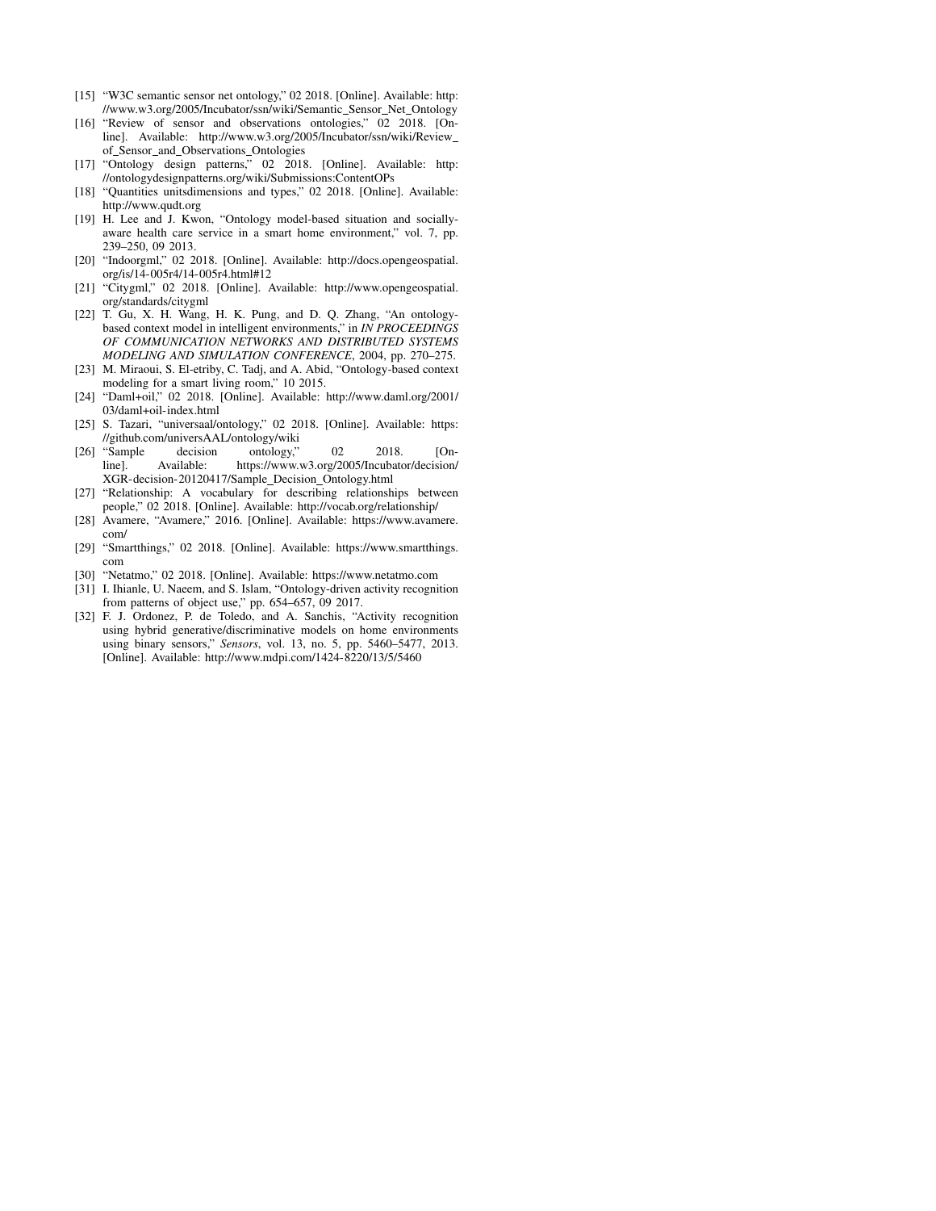[15] "W3C semantic sensor net ontology," 02 2018. [Online]. Available: http://www.w3.org/2005/Incubator/ssn/wiki/Semantic_Sensor_Net_Ontology

[16] "Review of sensor and observations ontologies," 02 2018. [Online]. Available: http://www.w3.org/2005/Incubator/ssn/wiki/Review_of_Sensor_and_Observations_Ontologies

[17] "Ontology design patterns," 02 2018. [Online]. Available: http://ontologydesignpatterns.org/wiki/Submissions:ContentOPs

[18] "Quantities unitsdimensions and types," 02 2018. [Online]. Available: http://www.qudt.org

[19] H. Lee and J. Kwon, "Ontology model-based situation and socially-aware health care service in a smart home environment," vol. 7, pp. 239–250, 09 2013.

[20] "Indoorgml," 02 2018. [Online]. Available: http://docs.opengeospatial.org/is/14-005r4/14-005r4.html#12

[21] "Citygml," 02 2018. [Online]. Available: http://www.opengeospatial.org/standards/citygml

[22] T. Gu, X. H. Wang, H. K. Pung, and D. Q. Zhang, "An ontology-based context model in intelligent environments," in *IN PROCEEDINGS OF COMMUNICATION NETWORKS AND DISTRIBUTED SYSTEMS MODELING AND SIMULATION CONFERENCE*, 2004, pp. 270–275.

[23] M. Miraoui, S. El-etriby, C. Tadj, and A. Abid, "Ontology-based context modeling for a smart living room," 10 2015.

[24] "Daml+oil," 02 2018. [Online]. Available: http://www.daml.org/2001/03/daml+oil-index.html

[25] S. Tazari, "universaal/ontology," 02 2018. [Online]. Available: https://github.com/universAAL/ontology/wiki

[26] "Sample decision ontology," 02 2018. [Online]. Available: https://www.w3.org/2005/Incubator/decision/XGR-decision-20120417/Sample_Decision_Ontology.html

[27] "Relationship: A vocabulary for describing relationships between people," 02 2018. [Online]. Available: http://vocab.org/relationship/

[28] Avamere, "Avamere," 2016. [Online]. Available: https://www.avamere.com/

[29] "Smartthings," 02 2018. [Online]. Available: https://www.smartthings.com

[30] "Netatmo," 02 2018. [Online]. Available: https://www.netatmo.com

[31] I. Ihianle, U. Naeem, and S. Islam, "Ontology-driven activity recognition from patterns of object use," pp. 654–657, 09 2017.

[32] F. J. Ordonez, P. de Toledo, and A. Sanchis, "Activity recognition using hybrid generative/discriminative models on home environments using binary sensors," *Sensors*, vol. 13, no. 5, pp. 5460–5477, 2013. [Online]. Available: http://www.mdpi.com/1424-8220/13/5/5460